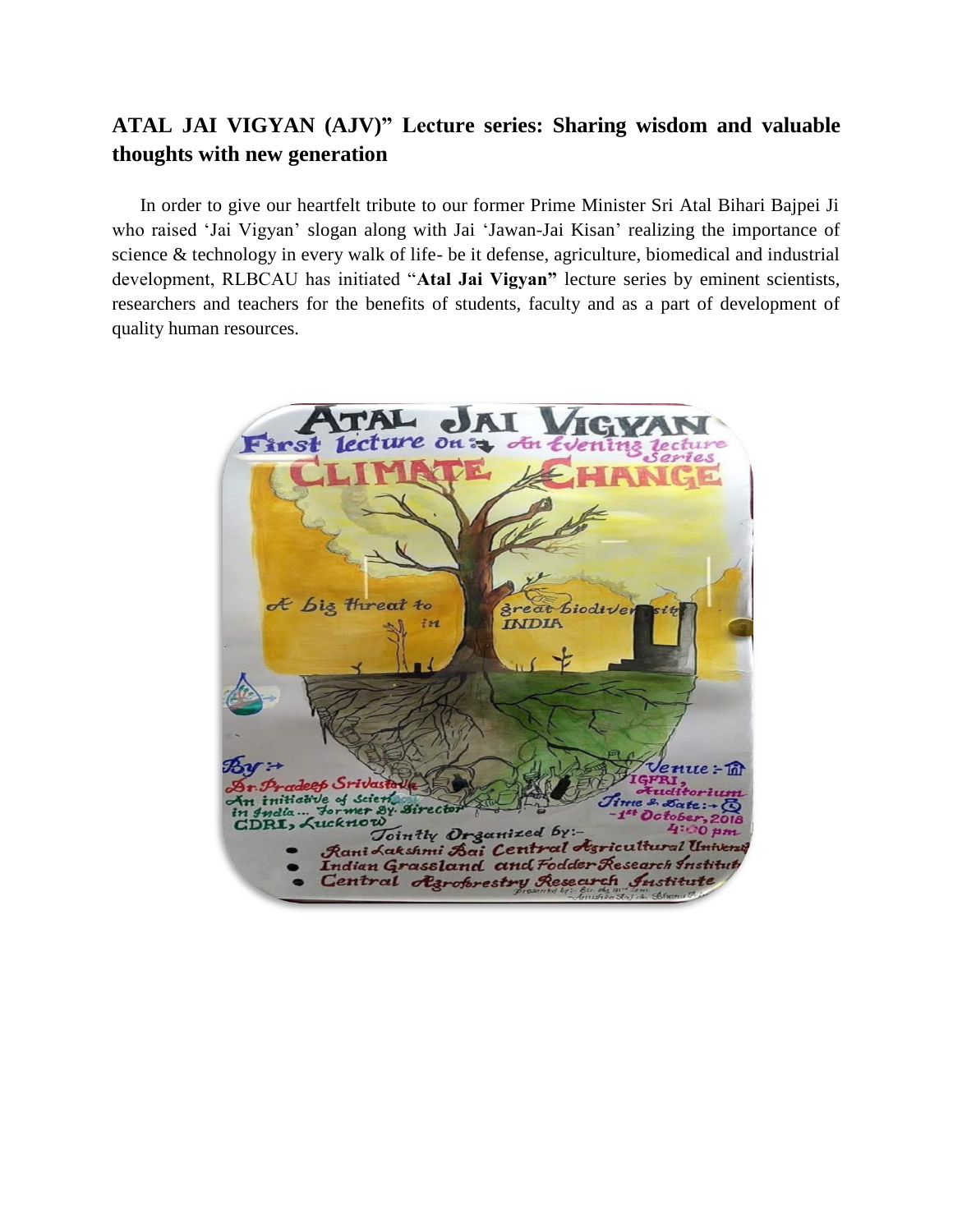## ATAL JAI VIGYAN (AJV)" Lecture series: Sharing wisdom and valuable thoughts with new generation

In order to give our heartfelt tribute to our former Prime Minister Sri Atal Bihari Bajpei Ji who raised 'Jai Vigyan' slogan along with Jai 'Jawan-Jai Kisan' realizing the importance of science & technology in every walk of life- be it defense, agriculture, biomedical and industrial development, RLBCAU has initiated "**Atal Jai Vigyan"** lecture series by eminent scientists, researchers and teachers for the benefits of students, faculty and as a part of development of quality human resources.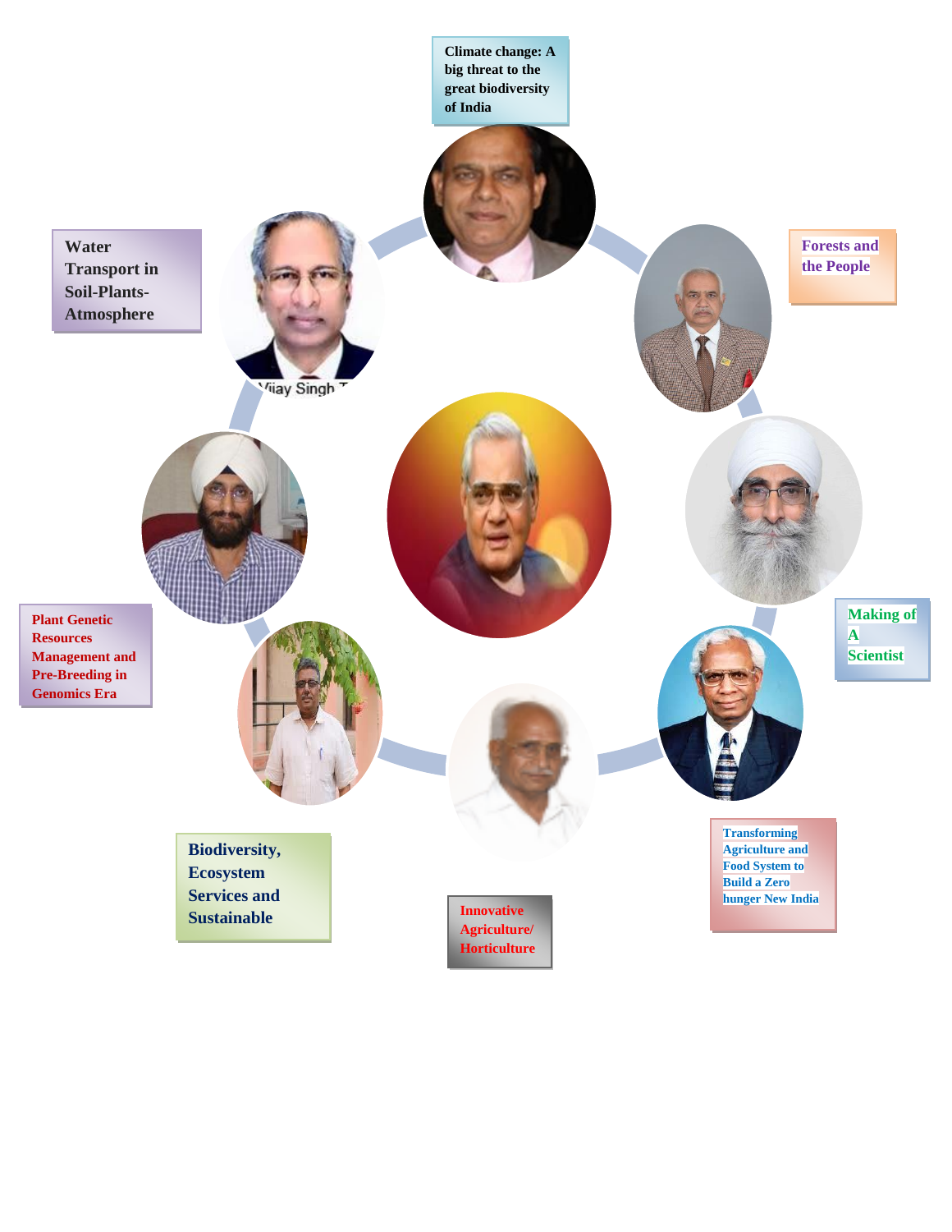Climate change: A big threat to the great biodiversity of India

Forests and the People

Water Transport in Soil-Plants-Atmosphere

Making of A Scientist

Plant Genetic Resources Management and Pre-Breeding in Genomics Era

Transforming Agriculture and Food System to Build a Zero hunger New India

Biodiversity, Ecosystem Services and Sustainable

Innovative Agriculture/ Horticulture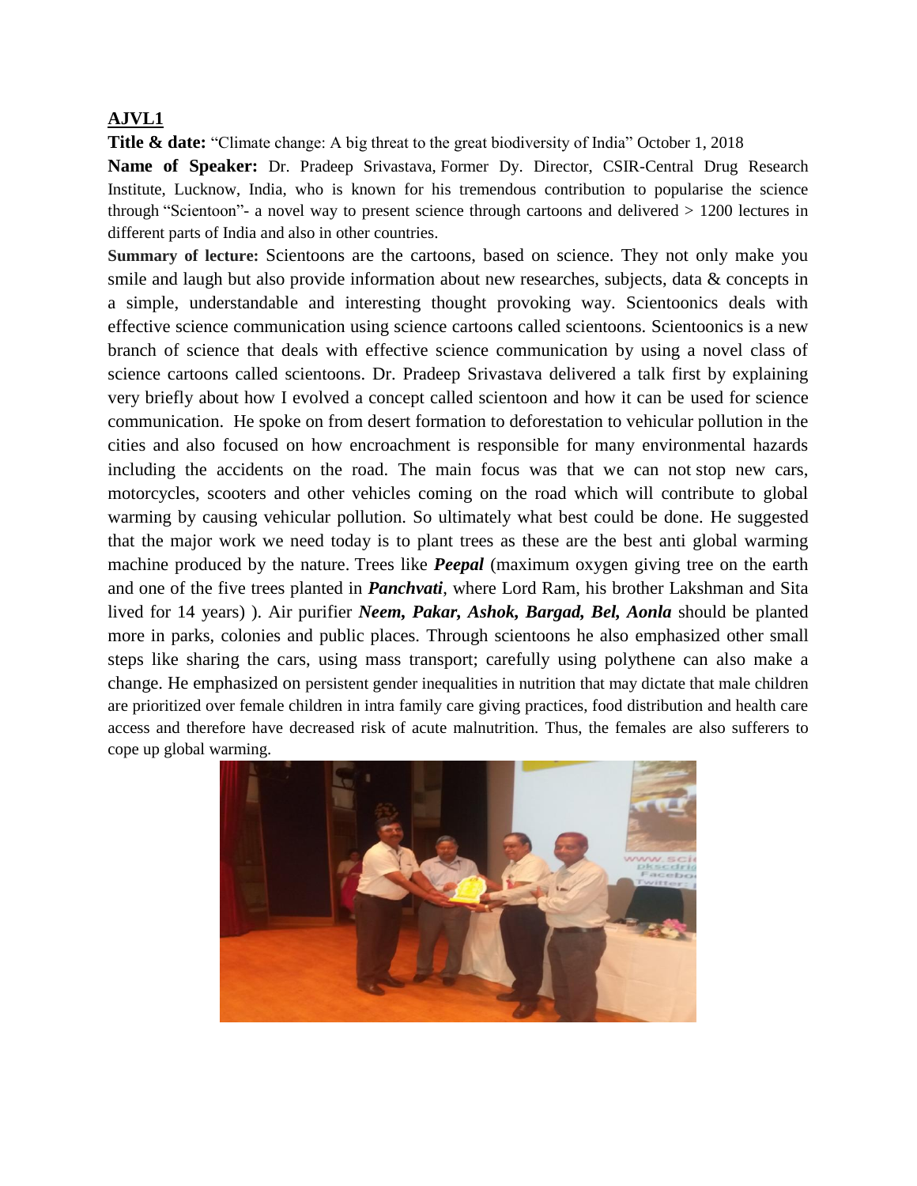**AJVL1**

**Title & date:** "Climate change: A big threat to the great biodiversity of India" October 1, 2018

**Name of Speaker:** Dr. Pradeep Srivastava, Former Dy. Director, CSIR-Central Drug Research Institute, Lucknow, India, who is known for his tremendous contribution to popularise the science through "Scientoon"- a novel way to present science through cartoons and delivered > 1200 lectures in different parts of India and also in other countries.

**Summary of lecture:** Scientoons are the cartoons, based on science. They not only make you smile and laugh but also provide information about new researches, subjects, data & concepts in a simple, understandable and interesting thought provoking way. Scientoonics deals with effective science communication using science cartoons called scientoons. Scientoonics is a new branch of science that deals with effective science communication by using a novel class of science cartoons called scientoons. Dr. Pradeep Srivastava delivered a talk first by explaining very briefly about how I evolved a concept called scientoon and how it can be used for science communication. He spoke on from desert formation to deforestation to vehicular pollution in the cities and also focused on how encroachment is responsible for many environmental hazards including the accidents on the road. The main focus was that we can not stop new cars, motorcycles, scooters and other vehicles coming on the road which will contribute to global warming by causing vehicular pollution. So ultimately what best could be done. He suggested that the major work we need today is to plant trees as these are the best anti global warming machine produced by the nature. Trees like ***Peepal*** (maximum oxygen giving tree on the earth and one of the five trees planted in ***Panchvati***, where Lord Ram, his brother Lakshman and Sita lived for 14 years) ). Air purifier ***Neem, Pakar, Ashok, Bargad, Bel, Aonla*** should be planted more in parks, colonies and public places. Through scientoons he also emphasized other small steps like sharing the cars, using mass transport; carefully using polythene can also make a change. He emphasized on persistent gender inequalities in nutrition that may dictate that male children are prioritized over female children in intra family care giving practices, food distribution and health care access and therefore have decreased risk of acute malnutrition. Thus, the females are also sufferers to cope up global warming.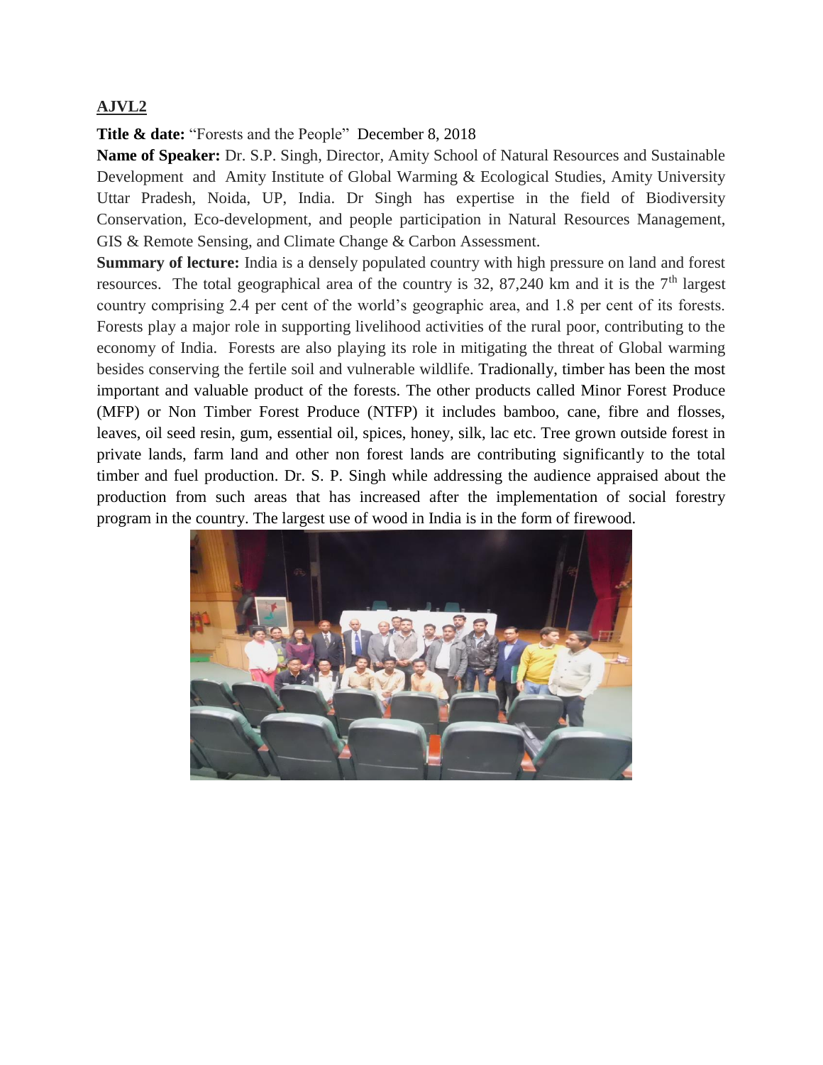**AJVL2**

**Title & date:** "Forests and the People" December 8, 2018

**Name of Speaker:** Dr. S.P. Singh, Director, Amity School of Natural Resources and Sustainable Development and Amity Institute of Global Warming & Ecological Studies, Amity University Uttar Pradesh, Noida, UP, India. Dr Singh has expertise in the field of Biodiversity Conservation, Eco-development, and people participation in Natural Resources Management, GIS & Remote Sensing, and Climate Change & Carbon Assessment.

**Summary of lecture:** India is a densely populated country with high pressure on land and forest resources. The total geographical area of the country is 32, 87,240 km and it is the 7th largest country comprising 2.4 per cent of the world's geographic area, and 1.8 per cent of its forests. Forests play a major role in supporting livelihood activities of the rural poor, contributing to the economy of India. Forests are also playing its role in mitigating the threat of Global warming besides conserving the fertile soil and vulnerable wildlife. Tradionally, timber has been the most important and valuable product of the forests. The other products called Minor Forest Produce (MFP) or Non Timber Forest Produce (NTFP) it includes bamboo, cane, fibre and flosses, leaves, oil seed resin, gum, essential oil, spices, honey, silk, lac etc. Tree grown outside forest in private lands, farm land and other non forest lands are contributing significantly to the total timber and fuel production. Dr. S. P. Singh while addressing the audience appraised about the production from such areas that has increased after the implementation of social forestry program in the country. The largest use of wood in India is in the form of firewood.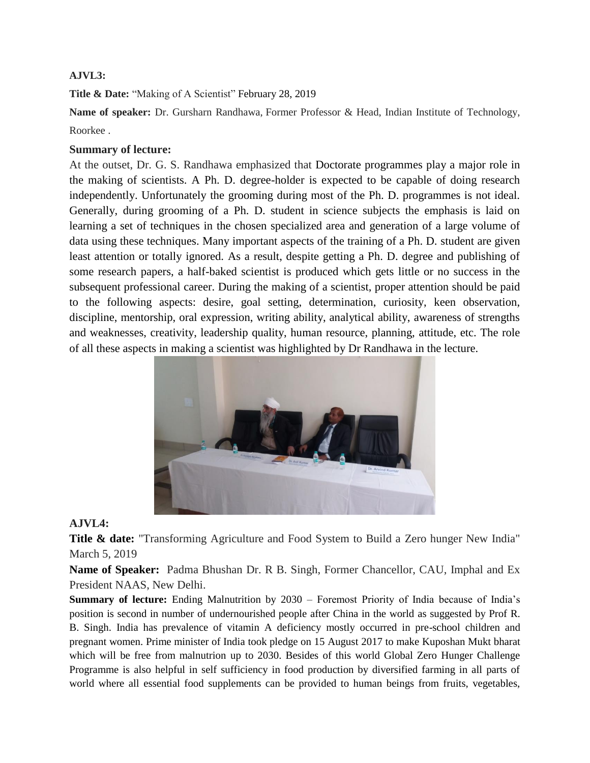**AJVL3:**

**Title & Date:** "Making of A Scientist" February 28, 2019

**Name of speaker:** Dr. Gursharn Randhawa, Former Professor & Head, Indian Institute of Technology, Roorkee .

**Summary of lecture:**

At the outset, Dr. G. S. Randhawa emphasized that Doctorate programmes play a major role in the making of scientists. A Ph. D. degree-holder is expected to be capable of doing research independently. Unfortunately the grooming during most of the Ph. D. programmes is not ideal. Generally, during grooming of a Ph. D. student in science subjects the emphasis is laid on learning a set of techniques in the chosen specialized area and generation of a large volume of data using these techniques. Many important aspects of the training of a Ph. D. student are given least attention or totally ignored. As a result, despite getting a Ph. D. degree and publishing of some research papers, a half-baked scientist is produced which gets little or no success in the subsequent professional career. During the making of a scientist, proper attention should be paid to the following aspects: desire, goal setting, determination, curiosity, keen observation, discipline, mentorship, oral expression, writing ability, analytical ability, awareness of strengths and weaknesses, creativity, leadership quality, human resource, planning, attitude, etc. The role of all these aspects in making a scientist was highlighted by Dr Randhawa in the lecture.

**AJVL4:**

**Title & date:** "Transforming Agriculture and Food System to Build a Zero hunger New India" March 5, 2019

**Name of Speaker:** Padma Bhushan Dr. R B. Singh, Former Chancellor, CAU, Imphal and Ex President NAAS, New Delhi.

**Summary of lecture:** Ending Malnutrition by 2030 – Foremost Priority of India because of India's position is second in number of undernourished people after China in the world as suggested by Prof R. B. Singh. India has prevalence of vitamin A deficiency mostly occurred in pre-school children and pregnant women. Prime minister of India took pledge on 15 August 2017 to make Kuposhan Mukt bharat which will be free from malnutrion up to 2030. Besides of this world Global Zero Hunger Challenge Programme is also helpful in self sufficiency in food production by diversified farming in all parts of world where all essential food supplements can be provided to human beings from fruits, vegetables,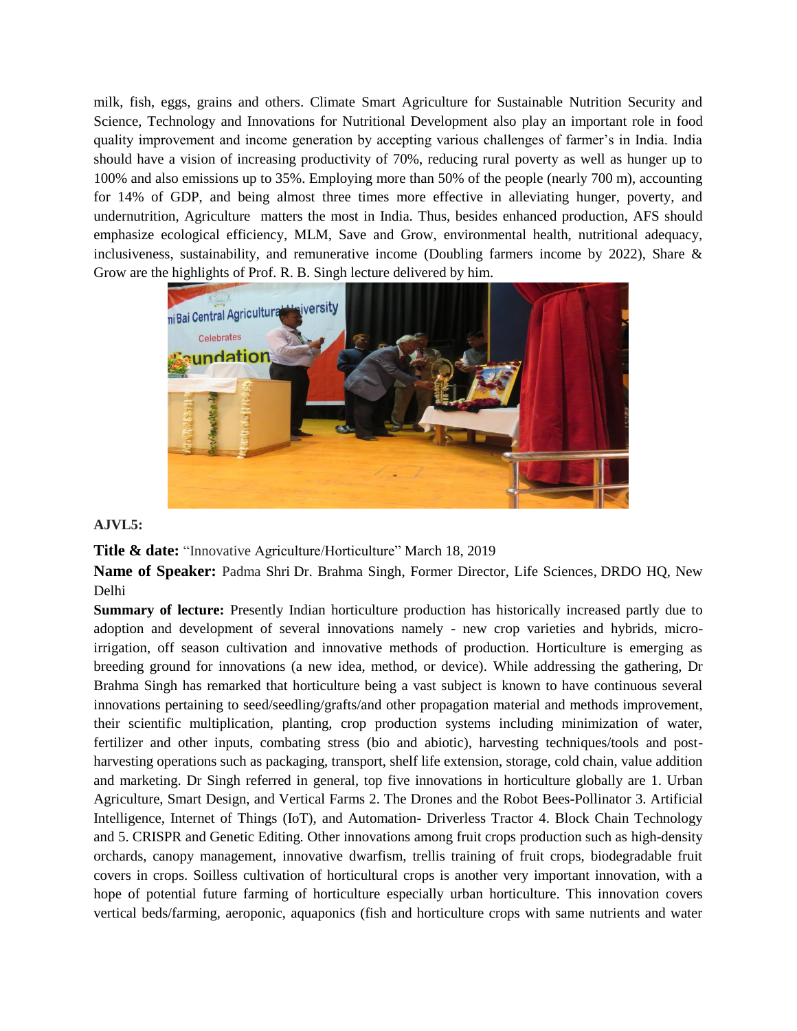milk, fish, eggs, grains and others. Climate Smart Agriculture for Sustainable Nutrition Security and Science, Technology and Innovations for Nutritional Development also play an important role in food quality improvement and income generation by accepting various challenges of farmer's in India. India should have a vision of increasing productivity of 70%, reducing rural poverty as well as hunger up to 100% and also emissions up to 35%. Employing more than 50% of the people (nearly 700 m), accounting for 14% of GDP, and being almost three times more effective in alleviating hunger, poverty, and undernutrition, Agriculture matters the most in India. Thus, besides enhanced production, AFS should emphasize ecological efficiency, MLM, Save and Grow, environmental health, nutritional adequacy, inclusiveness, sustainability, and remunerative income (Doubling farmers income by 2022), Share & Grow are the highlights of Prof. R. B. Singh lecture delivered by him.

**AJVL5:**

**Title & date:** "Innovative Agriculture/Horticulture" March 18, 2019

**Name of Speaker:** Padma Shri Dr. Brahma Singh, Former Director, Life Sciences, DRDO HQ, New Delhi

**Summary of lecture:** Presently Indian horticulture production has historically increased partly due to adoption and development of several innovations namely - new crop varieties and hybrids, micro-irrigation, off season cultivation and innovative methods of production. Horticulture is emerging as breeding ground for innovations (a new idea, method, or device). While addressing the gathering, Dr Brahma Singh has remarked that horticulture being a vast subject is known to have continuous several innovations pertaining to seed/seedling/grafts/and other propagation material and methods improvement, their scientific multiplication, planting, crop production systems including minimization of water, fertilizer and other inputs, combating stress (bio and abiotic), harvesting techniques/tools and post-harvesting operations such as packaging, transport, shelf life extension, storage, cold chain, value addition and marketing. Dr Singh referred in general, top five innovations in horticulture globally are 1. Urban Agriculture, Smart Design, and Vertical Farms 2. The Drones and the Robot Bees-Pollinator 3. Artificial Intelligence, Internet of Things (IoT), and Automation- Driverless Tractor 4. Block Chain Technology and 5. CRISPR and Genetic Editing. Other innovations among fruit crops production such as high-density orchards, canopy management, innovative dwarfism, trellis training of fruit crops, biodegradable fruit covers in crops. Soilless cultivation of horticultural crops is another very important innovation, with a hope of potential future farming of horticulture especially urban horticulture. This innovation covers vertical beds/farming, aeroponic, aquaponics (fish and horticulture crops with same nutrients and water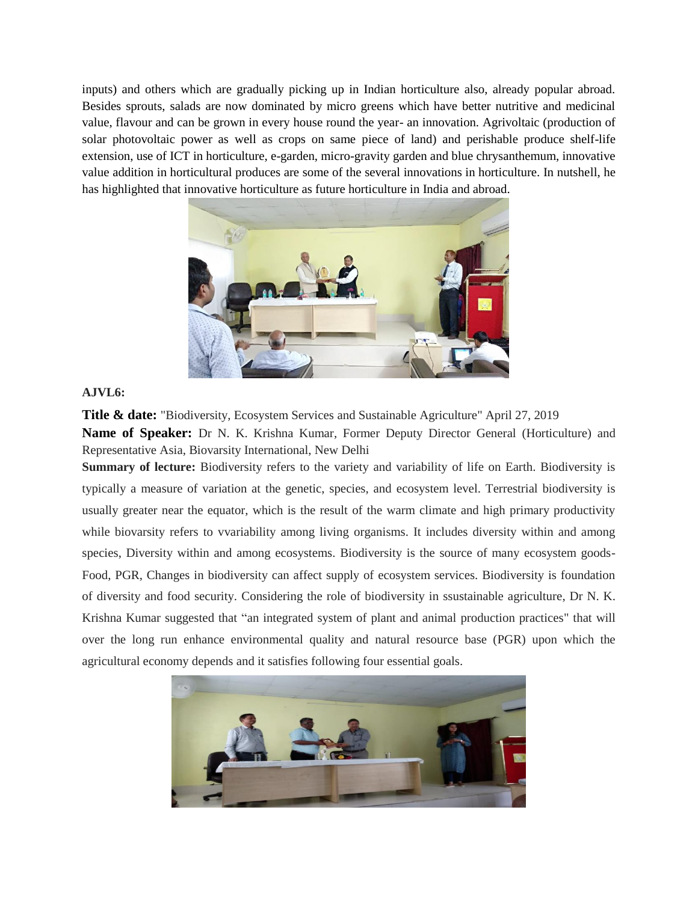inputs) and others which are gradually picking up in Indian horticulture also, already popular abroad. Besides sprouts, salads are now dominated by micro greens which have better nutritive and medicinal value, flavour and can be grown in every house round the year- an innovation. Agrivoltaic (production of solar photovoltaic power as well as crops on same piece of land) and perishable produce shelf-life extension, use of ICT in horticulture, e-garden, micro-gravity garden and blue chrysanthemum, innovative value addition in horticultural produces are some of the several innovations in horticulture. In nutshell, he has highlighted that innovative horticulture as future horticulture in India and abroad.

**AJVL6:**

**Title & date:** "Biodiversity, Ecosystem Services and Sustainable Agriculture" April 27, 2019

**Name of Speaker:** Dr N. K. Krishna Kumar, Former Deputy Director General (Horticulture) and Representative Asia, Biovarsity International, New Delhi

**Summary of lecture:** Biodiversity refers to the variety and variability of life on Earth. Biodiversity is typically a measure of variation at the genetic, species, and ecosystem level. Terrestrial biodiversity is usually greater near the equator, which is the result of the warm climate and high primary productivity while biovarsity refers to vvariability among living organisms. It includes diversity within and among species, Diversity within and among ecosystems. Biodiversity is the source of many ecosystem goods- Food, PGR, Changes in biodiversity can affect supply of ecosystem services. Biodiversity is foundation of diversity and food security. Considering the role of biodiversity in ssustainable agriculture, Dr N. K. Krishna Kumar suggested that "an integrated system of plant and animal production practices" that will over the long run enhance environmental quality and natural resource base (PGR) upon which the agricultural economy depends and it satisfies following four essential goals.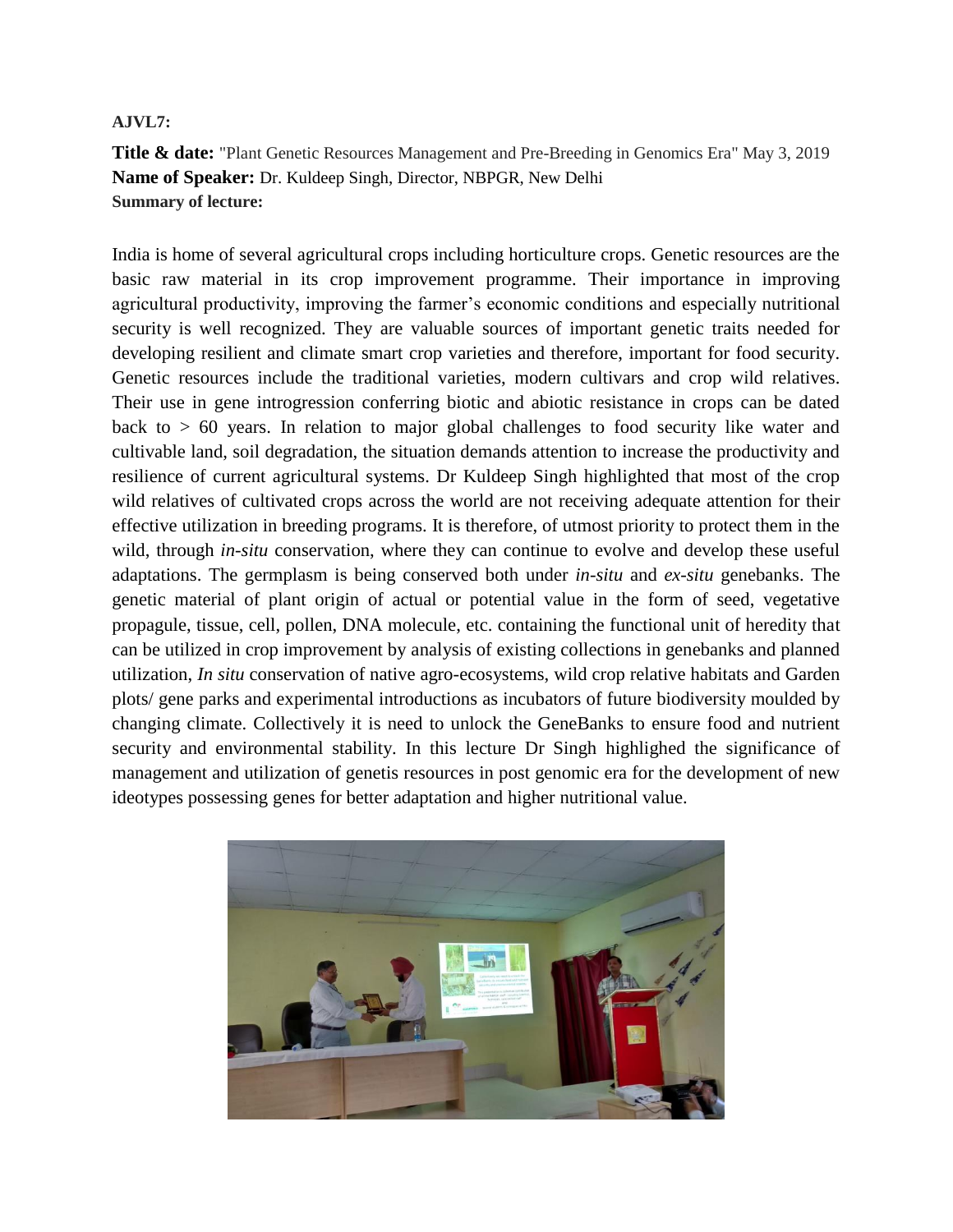**AJVL7:**

**Title & date:** "Plant Genetic Resources Management and Pre-Breeding in Genomics Era" May 3, 2019
**Name of Speaker:** Dr. Kuldeep Singh, Director, NBPGR, New Delhi
**Summary of lecture:**

India is home of several agricultural crops including horticulture crops. Genetic resources are the basic raw material in its crop improvement programme. Their importance in improving agricultural productivity, improving the farmer's economic conditions and especially nutritional security is well recognized. They are valuable sources of important genetic traits needed for developing resilient and climate smart crop varieties and therefore, important for food security. Genetic resources include the traditional varieties, modern cultivars and crop wild relatives. Their use in gene introgression conferring biotic and abiotic resistance in crops can be dated back to > 60 years. In relation to major global challenges to food security like water and cultivable land, soil degradation, the situation demands attention to increase the productivity and resilience of current agricultural systems. Dr Kuldeep Singh highlighted that most of the crop wild relatives of cultivated crops across the world are not receiving adequate attention for their effective utilization in breeding programs. It is therefore, of utmost priority to protect them in the wild, through *in-situ* conservation, where they can continue to evolve and develop these useful adaptations. The germplasm is being conserved both under *in-situ* and *ex-situ* genebanks. The genetic material of plant origin of actual or potential value in the form of seed, vegetative propagule, tissue, cell, pollen, DNA molecule, etc. containing the functional unit of heredity that can be utilized in crop improvement by analysis of existing collections in genebanks and planned utilization, *In situ* conservation of native agro-ecosystems, wild crop relative habitats and Garden plots/ gene parks and experimental introductions as incubators of future biodiversity moulded by changing climate. Collectively it is need to unlock the GeneBanks to ensure food and nutrient security and environmental stability. In this lecture Dr Singh highlighed the significance of management and utilization of genetis resources in post genomic era for the development of new ideotypes possessing genes for better adaptation and higher nutritional value.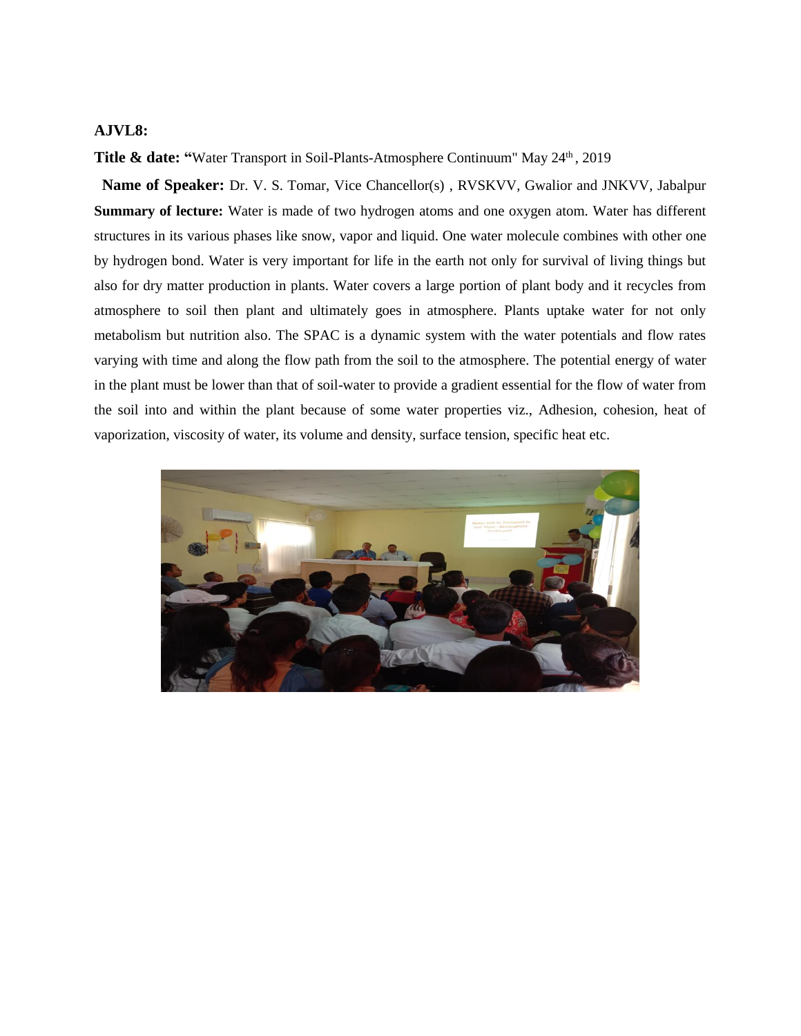**AJVL8:**

**Title & date: "**Water Transport in Soil-Plants-Atmosphere Continuum" May 24[th] , 2019

**Name of Speaker:** Dr. V. S. Tomar, Vice Chancellor(s) , RVSKVV, Gwalior and JNKVV, Jabalpur

**Summary of lecture:** Water is made of two hydrogen atoms and one oxygen atom. Water has different structures in its various phases like snow, vapor and liquid. One water molecule combines with other one by hydrogen bond. Water is very important for life in the earth not only for survival of living things but also for dry matter production in plants. Water covers a large portion of plant body and it recycles from atmosphere to soil then plant and ultimately goes in atmosphere. Plants uptake water for not only metabolism but nutrition also. The SPAC is a dynamic system with the water potentials and flow rates varying with time and along the flow path from the soil to the atmosphere. The potential energy of water in the plant must be lower than that of soil-water to provide a gradient essential for the flow of water from the soil into and within the plant because of some water properties viz., Adhesion, cohesion, heat of vaporization, viscosity of water, its volume and density, surface tension, specific heat etc.